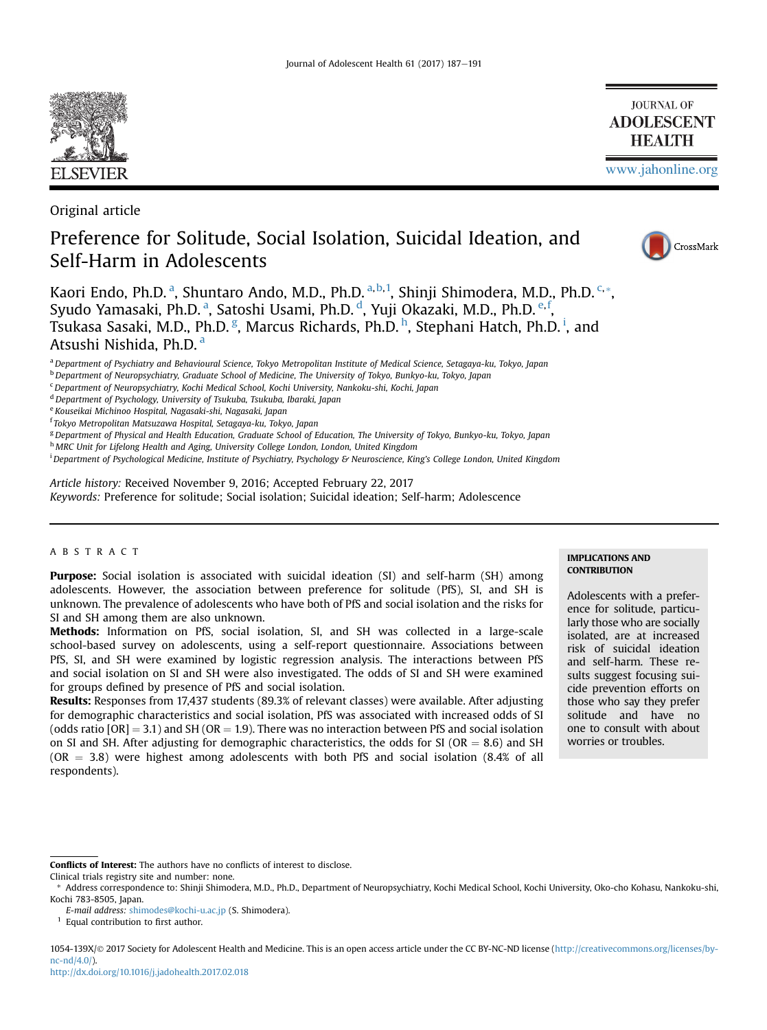Original article

# Preference for Solitude, Social Isolation, Suicidal Ideation, and Self-Harm in Adolescents

Kaori Endo, Ph.D. [a], Shuntaro Ando, M.D., Ph.D. [a,b,1], Shinji Shimodera, M.D., Ph.D. [c,*], Syudo Yamasaki, Ph.D. [a], Satoshi Usami, Ph.D. [d], Yuji Okazaki, M.D., Ph.D. [e,f], Tsukasa Sasaki, M.D., Ph.D. [g], Marcus Richards, Ph.D. [h], Stephani Hatch, Ph.D. [i], and Atsushi Nishida, Ph.D. [a]

[a] Department of Psychiatry and Behavioural Science, Tokyo Metropolitan Institute of Medical Science, Setagaya-ku, Tokyo, Japan
[b] Department of Neuropsychiatry, Graduate School of Medicine, The University of Tokyo, Bunkyo-ku, Tokyo, Japan
[c] Department of Neuropsychiatry, Kochi Medical School, Kochi University, Nankoku-shi, Kochi, Japan
[d] Department of Psychology, University of Tsukuba, Tsukuba, Ibaraki, Japan
[e] Kouseikai Michinoo Hospital, Nagasaki-shi, Nagasaki, Japan
[f] Tokyo Metropolitan Matsuzawa Hospital, Setagaya-ku, Tokyo, Japan
[g] Department of Physical and Health Education, Graduate School of Education, The University of Tokyo, Bunkyo-ku, Tokyo, Japan
[h] MRC Unit for Lifelong Health and Aging, University College London, London, United Kingdom
[i] Department of Psychological Medicine, Institute of Psychiatry, Psychology & Neuroscience, King's College London, United Kingdom

*Article history:* Received November 9, 2016; Accepted February 22, 2017
*Keywords:* Preference for solitude; Social isolation; Suicidal ideation; Self-harm; Adolescence

## ABSTRACT

**Purpose:** Social isolation is associated with suicidal ideation (SI) and self-harm (SH) among adolescents. However, the association between preference for solitude (PfS), SI, and SH is unknown. The prevalence of adolescents who have both of PfS and social isolation and the risks for SI and SH among them are also unknown.

**Methods:** Information on PfS, social isolation, SI, and SH was collected in a large-scale school-based survey on adolescents, using a self-report questionnaire. Associations between PfS, SI, and SH were examined by logistic regression analysis. The interactions between PfS and social isolation on SI and SH were also investigated. The odds of SI and SH were examined for groups defined by presence of PfS and social isolation.

**Results:** Responses from 17,437 students (89.3% of relevant classes) were available. After adjusting for demographic characteristics and social isolation, PfS was associated with increased odds of SI (odds ratio [OR] = 3.1) and SH (OR = 1.9). There was no interaction between PfS and social isolation on SI and SH. After adjusting for demographic characteristics, the odds for SI (OR = 8.6) and SH (OR = 3.8) were highest among adolescents with both PfS and social isolation (8.4% of all respondents).

**IMPLICATIONS AND CONTRIBUTION**

Adolescents with a preference for solitude, particularly those who are socially isolated, are at increased risk of suicidal ideation and self-harm. These results suggest focusing suicide prevention efforts on those who say they prefer solitude and have no one to consult with about worries or troubles.

**Conflicts of Interest:** The authors have no conflicts of interest to disclose.
Clinical trials registry site and number: none.
* Address correspondence to: Shinji Shimodera, M.D., Ph.D., Department of Neuropsychiatry, Kochi Medical School, Kochi University, Oko-cho Kohasu, Nankoku-shi, Kochi 783-8505, Japan.
E-mail address: shimodes@kochi-u.ac.jp (S. Shimodera).
[1] Equal contribution to first author.

1054-139X/© 2017 Society for Adolescent Health and Medicine. This is an open access article under the CC BY-NC-ND license (http://creativecommons.org/licenses/by-nc-nd/4.0/).
http://dx.doi.org/10.1016/j.jadohealth.2017.02.018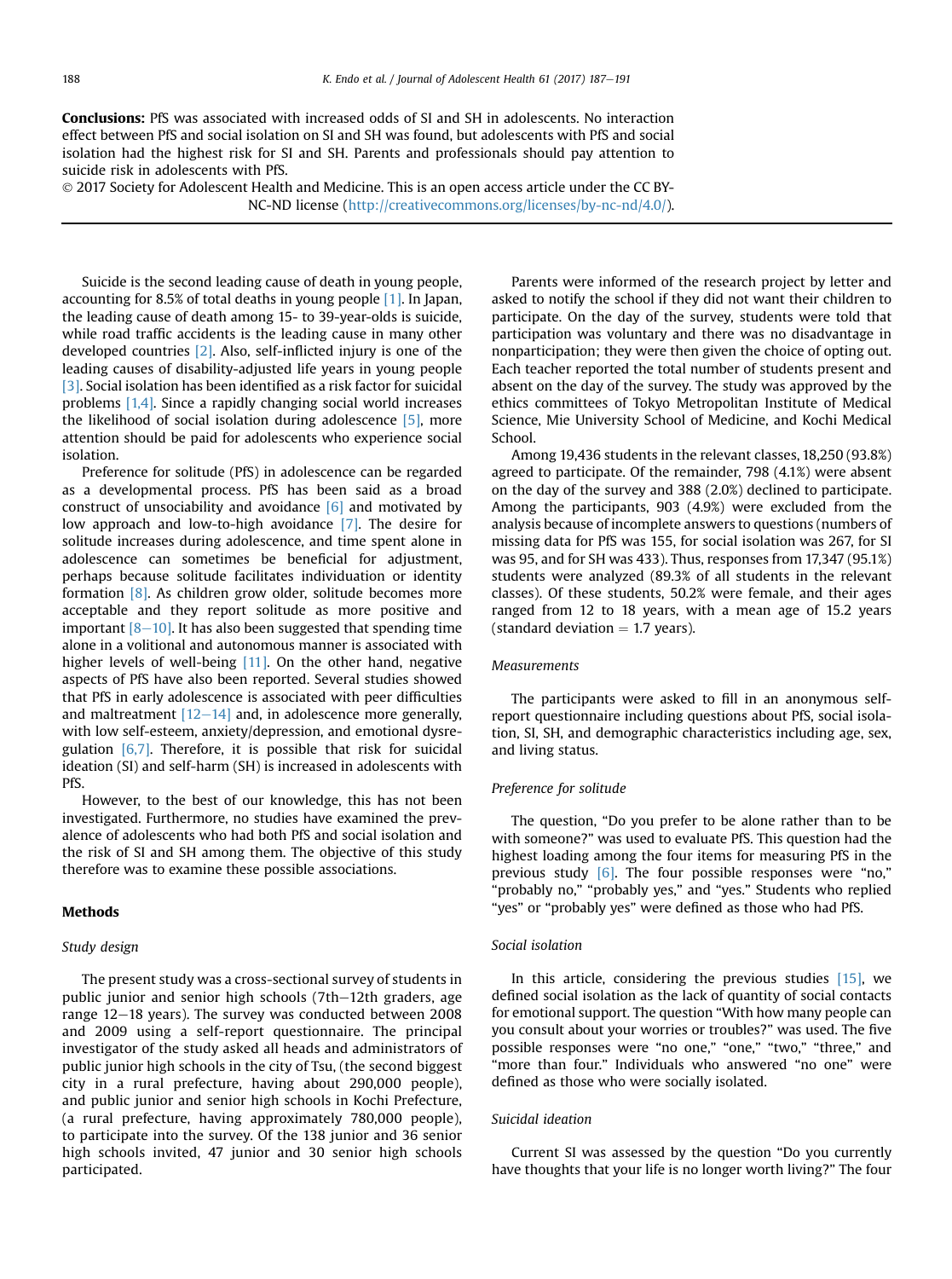**Conclusions:** PfS was associated with increased odds of SI and SH in adolescents. No interaction effect between PfS and social isolation on SI and SH was found, but adolescents with PfS and social isolation had the highest risk for SI and SH. Parents and professionals should pay attention to suicide risk in adolescents with PfS.

© 2017 Society for Adolescent Health and Medicine. This is an open access article under the CC BY-NC-ND license (http://creativecommons.org/licenses/by-nc-nd/4.0/).

Suicide is the second leading cause of death in young people, accounting for 8.5% of total deaths in young people [1]. In Japan, the leading cause of death among 15- to 39-year-olds is suicide, while road traffic accidents is the leading cause in many other developed countries [2]. Also, self-inflicted injury is one of the leading causes of disability-adjusted life years in young people [3]. Social isolation has been identified as a risk factor for suicidal problems [1,4]. Since a rapidly changing social world increases the likelihood of social isolation during adolescence [5], more attention should be paid for adolescents who experience social isolation.

Preference for solitude (PfS) in adolescence can be regarded as a developmental process. PfS has been said as a broad construct of unsociability and avoidance [6] and motivated by low approach and low-to-high avoidance [7]. The desire for solitude increases during adolescence, and time spent alone in adolescence can sometimes be beneficial for adjustment, perhaps because solitude facilitates individuation or identity formation [8]. As children grow older, solitude becomes more acceptable and they report solitude as more positive and important [8–10]. It has also been suggested that spending time alone in a volitional and autonomous manner is associated with higher levels of well-being [11]. On the other hand, negative aspects of PfS have also been reported. Several studies showed that PfS in early adolescence is associated with peer difficulties and maltreatment [12–14] and, in adolescence more generally, with low self-esteem, anxiety/depression, and emotional dysregulation [6,7]. Therefore, it is possible that risk for suicidal ideation (SI) and self-harm (SH) is increased in adolescents with PfS.

However, to the best of our knowledge, this has not been investigated. Furthermore, no studies have examined the prevalence of adolescents who had both PfS and social isolation and the risk of SI and SH among them. The objective of this study therefore was to examine these possible associations.

## Methods

### Study design

The present study was a cross-sectional survey of students in public junior and senior high schools (7th–12th graders, age range 12–18 years). The survey was conducted between 2008 and 2009 using a self-report questionnaire. The principal investigator of the study asked all heads and administrators of public junior high schools in the city of Tsu, (the second biggest city in a rural prefecture, having about 290,000 people), and public junior and senior high schools in Kochi Prefecture, (a rural prefecture, having approximately 780,000 people), to participate into the survey. Of the 138 junior and 36 senior high schools invited, 47 junior and 30 senior high schools participated.

Parents were informed of the research project by letter and asked to notify the school if they did not want their children to participate. On the day of the survey, students were told that participation was voluntary and there was no disadvantage in nonparticipation; they were then given the choice of opting out. Each teacher reported the total number of students present and absent on the day of the survey. The study was approved by the ethics committees of Tokyo Metropolitan Institute of Medical Science, Mie University School of Medicine, and Kochi Medical School.

Among 19,436 students in the relevant classes, 18,250 (93.8%) agreed to participate. Of the remainder, 798 (4.1%) were absent on the day of the survey and 388 (2.0%) declined to participate. Among the participants, 903 (4.9%) were excluded from the analysis because of incomplete answers to questions (numbers of missing data for PfS was 155, for social isolation was 267, for SI was 95, and for SH was 433). Thus, responses from 17,347 (95.1%) students were analyzed (89.3% of all students in the relevant classes). Of these students, 50.2% were female, and their ages ranged from 12 to 18 years, with a mean age of 15.2 years (standard deviation = 1.7 years).

### Measurements

The participants were asked to fill in an anonymous self-report questionnaire including questions about PfS, social isolation, SI, SH, and demographic characteristics including age, sex, and living status.

### Preference for solitude

The question, "Do you prefer to be alone rather than to be with someone?" was used to evaluate PfS. This question had the highest loading among the four items for measuring PfS in the previous study [6]. The four possible responses were "no," "probably no," "probably yes," and "yes." Students who replied "yes" or "probably yes" were defined as those who had PfS.

### Social isolation

In this article, considering the previous studies [15], we defined social isolation as the lack of quantity of social contacts for emotional support. The question "With how many people can you consult about your worries or troubles?" was used. The five possible responses were "no one," "one," "two," "three," and "more than four." Individuals who answered "no one" were defined as those who were socially isolated.

### Suicidal ideation

Current SI was assessed by the question "Do you currently have thoughts that your life is no longer worth living?" The four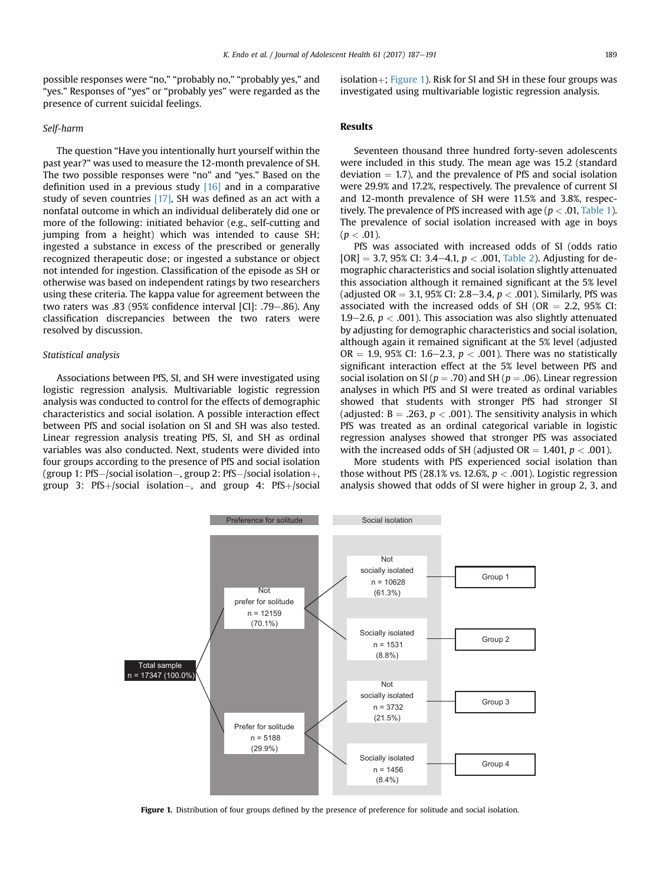possible responses were "no," "probably no," "probably yes," and "yes." Responses of "yes" or "probably yes" were regarded as the presence of current suicidal feelings.

### *Self-harm*

The question "Have you intentionally hurt yourself within the past year?" was used to measure the 12-month prevalence of SH. The two possible responses were "no" and "yes." Based on the definition used in a previous study [16] and in a comparative study of seven countries [17], SH was defined as an act with a nonfatal outcome in which an individual deliberately did one or more of the following: initiated behavior (e.g., self-cutting and jumping from a height) which was intended to cause SH; ingested a substance in excess of the prescribed or generally recognized therapeutic dose; or ingested a substance or object not intended for ingestion. Classification of the episode as SH or otherwise was based on independent ratings by two researchers using these criteria. The kappa value for agreement between the two raters was .83 (95% confidence interval [CI]: .79–.86). Any classification discrepancies between the two raters were resolved by discussion.

### *Statistical analysis*

Associations between PfS, SI, and SH were investigated using logistic regression analysis. Multivariable logistic regression analysis was conducted to control for the effects of demographic characteristics and social isolation. A possible interaction effect between PfS and social isolation on SI and SH was also tested. Linear regression analysis treating PfS, SI, and SH as ordinal variables was also conducted. Next, students were divided into four groups according to the presence of PfS and social isolation (group 1: PfS−/social isolation−, group 2: PfS−/social isolation+, group 3: PfS+/social isolation−, and group 4: PfS+/social isolation+; Figure 1). Risk for SI and SH in these four groups was investigated using multivariable logistic regression analysis.

## Results

Seventeen thousand three hundred forty-seven adolescents were included in this study. The mean age was 15.2 (standard deviation = 1.7), and the prevalence of PfS and social isolation were 29.9% and 17.2%, respectively. The prevalence of current SI and 12-month prevalence of SH were 11.5% and 3.8%, respectively. The prevalence of PfS increased with age ($p < .01$, Table 1). The prevalence of social isolation increased with age in boys ($p < .01$).

PfS was associated with increased odds of SI (odds ratio [OR] = 3.7, 95% CI: 3.4–4.1, $p < .001$, Table 2). Adjusting for demographic characteristics and social isolation slightly attenuated this association although it remained significant at the 5% level (adjusted OR = 3.1, 95% CI: 2.8–3.4, $p < .001$). Similarly, PfS was associated with the increased odds of SH (OR = 2.2, 95% CI: 1.9–2.6, $p < .001$). This association was also slightly attenuated by adjusting for demographic characteristics and social isolation, although again it remained significant at the 5% level (adjusted OR = 1.9, 95% CI: 1.6–2.3, $p < .001$). There was no statistically significant interaction effect at the 5% level between PfS and social isolation on SI ($p = .70$) and SH ($p = .06$). Linear regression analyses in which PfS and SI were treated as ordinal variables showed that students with stronger PfS had stronger SI (adjusted: B = .263, $p < .001$). The sensitivity analysis in which PfS was treated as an ordinal categorical variable in logistic regression analyses showed that stronger PfS was associated with the increased odds of SH (adjusted OR = 1.401, $p < .001$).

More students with PfS experienced social isolation than those without PfS (28.1% vs. 12.6%, $p < .001$). Logistic regression analysis showed that odds of SI were higher in group 2, 3, and

| Total sample | Preference for solitude | Social isolation | Group |
|---|---|---|---|
| n = 17347 (100.0%) | Not prefer for solitude n = 12159 (70.1%) | Not socially isolated n = 10628 (61.3%) | Group 1 |
| | | Socially isolated n = 1531 (8.8%) | Group 2 |
| | Prefer for solitude n = 5188 (29.9%) | Not socially isolated n = 3732 (21.5%) | Group 3 |
| | | Socially isolated n = 1456 (8.4%) | Group 4 |

**Figure 1.** Distribution of four groups defined by the presence of preference for solitude and social isolation.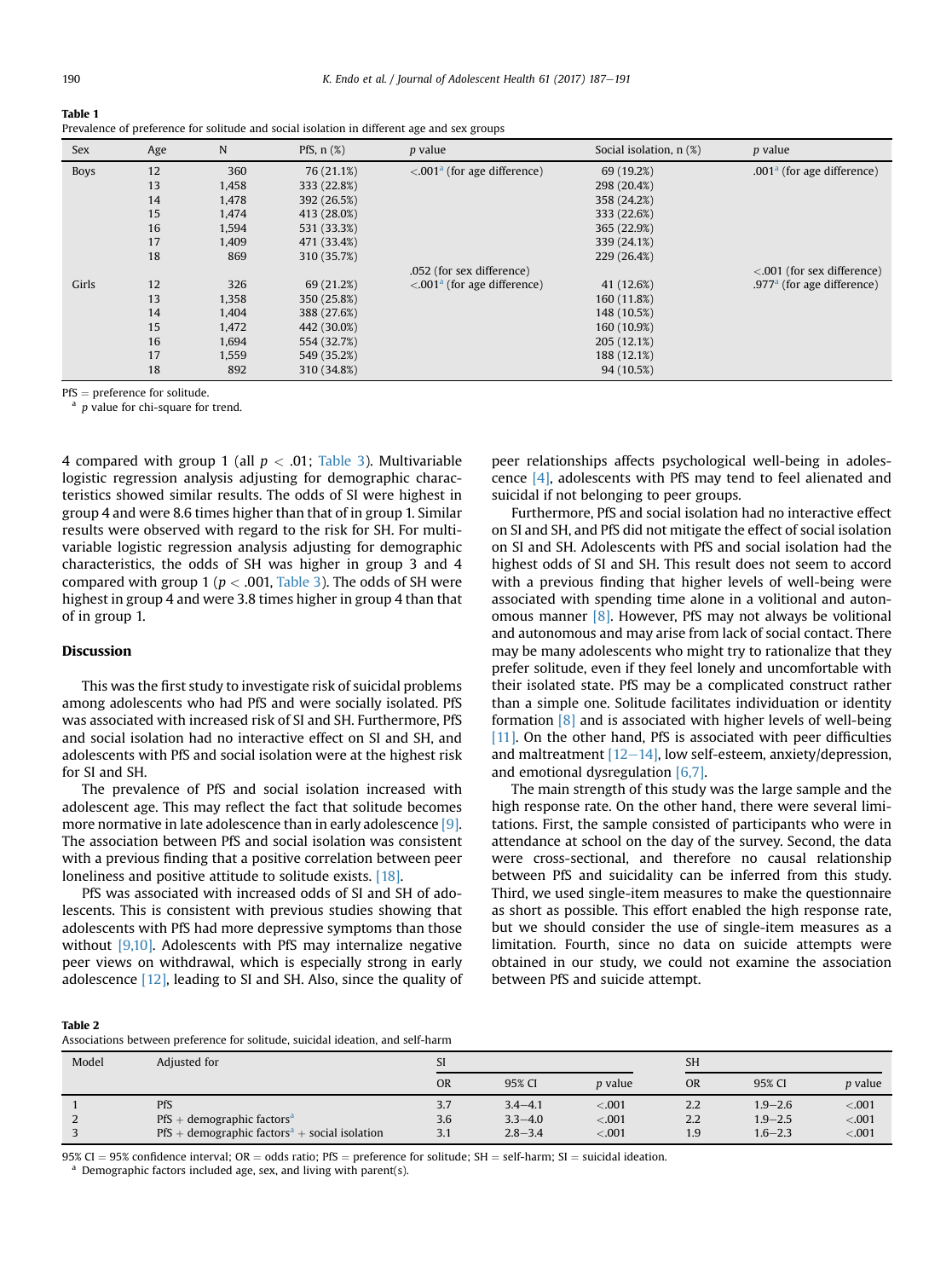**Table 1**
Prevalence of preference for solitude and social isolation in different age and sex groups

| Sex | Age | N | PfS, n (%) | p value | Social isolation, n (%) | p value |
|---|---|---|---|---|---|---|
| Boys | 12 | 360 | 76 (21.1%) | <.001[a] (for age difference) | 69 (19.2%) | .001[a] (for age difference) |
| | 13 | 1,458 | 333 (22.8%) | | 298 (20.4%) | |
| | 14 | 1,478 | 392 (26.5%) | | 358 (24.2%) | |
| | 15 | 1,474 | 413 (28.0%) | | 333 (22.6%) | |
| | 16 | 1,594 | 531 (33.3%) | | 365 (22.9%) | |
| | 17 | 1,409 | 471 (33.4%) | | 339 (24.1%) | |
| | 18 | 869 | 310 (35.7%) | | 229 (26.4%) | |
| | | | | .052 (for sex difference) | | <.001 (for sex difference) |
| Girls | 12 | 326 | 69 (21.2%) | <.001[a] (for age difference) | 41 (12.6%) | .977[a] (for age difference) |
| | 13 | 1,358 | 350 (25.8%) | | 160 (11.8%) | |
| | 14 | 1,404 | 388 (27.6%) | | 148 (10.5%) | |
| | 15 | 1,472 | 442 (30.0%) | | 160 (10.9%) | |
| | 16 | 1,694 | 554 (32.7%) | | 205 (12.1%) | |
| | 17 | 1,559 | 549 (35.2%) | | 188 (12.1%) | |
| | 18 | 892 | 310 (34.8%) | | 94 (10.5%) | |

PfS = preference for solitude.
[a] p value for chi-square for trend.

4 compared with group 1 (all $p < .01$; Table 3). Multivariable logistic regression analysis adjusting for demographic characteristics showed similar results. The odds of SI were highest in group 4 and were 8.6 times higher than that of in group 1. Similar results were observed with regard to the risk for SH. For multivariable logistic regression analysis adjusting for demographic characteristics, the odds of SH was higher in group 3 and 4 compared with group 1 ($p < .001$, Table 3). The odds of SH were highest in group 4 and were 3.8 times higher in group 4 than that of in group 1.

## Discussion

This was the first study to investigate risk of suicidal problems among adolescents who had PfS and were socially isolated. PfS was associated with increased risk of SI and SH. Furthermore, PfS and social isolation had no interactive effect on SI and SH, and adolescents with PfS and social isolation were at the highest risk for SI and SH.

The prevalence of PfS and social isolation increased with adolescent age. This may reflect the fact that solitude becomes more normative in late adolescence than in early adolescence [9]. The association between PfS and social isolation was consistent with a previous finding that a positive correlation between peer loneliness and positive attitude to solitude exists. [18].

PfS was associated with increased odds of SI and SH of adolescents. This is consistent with previous studies showing that adolescents with PfS had more depressive symptoms than those without [9,10]. Adolescents with PfS may internalize negative peer views on withdrawal, which is especially strong in early adolescence [12], leading to SI and SH. Also, since the quality of peer relationships affects psychological well-being in adolescence [4], adolescents with PfS may tend to feel alienated and suicidal if not belonging to peer groups.

Furthermore, PfS and social isolation had no interactive effect on SI and SH, and PfS did not mitigate the effect of social isolation on SI and SH. Adolescents with PfS and social isolation had the highest odds of SI and SH. This result does not seem to accord with a previous finding that higher levels of well-being were associated with spending time alone in a volitional and autonomous manner [8]. However, PfS may not always be volitional and autonomous and may arise from lack of social contact. There may be many adolescents who might try to rationalize that they prefer solitude, even if they feel lonely and uncomfortable with their isolated state. PfS may be a complicated construct rather than a simple one. Solitude facilitates individuation or identity formation [8] and is associated with higher levels of well-being [11]. On the other hand, PfS is associated with peer difficulties and maltreatment [12–14], low self-esteem, anxiety/depression, and emotional dysregulation [6,7].

The main strength of this study was the large sample and the high response rate. On the other hand, there were several limitations. First, the sample consisted of participants who were in attendance at school on the day of the survey. Second, the data were cross-sectional, and therefore no causal relationship between PfS and suicidality can be inferred from this study. Third, we used single-item measures to make the questionnaire as short as possible. This effort enabled the high response rate, but we should consider the use of single-item measures as a limitation. Fourth, since no data on suicide attempts were obtained in our study, we could not examine the association between PfS and suicide attempt.

**Table 2**
Associations between preference for solitude, suicidal ideation, and self-harm

| Model | Adjusted for | SI | | | SH | | |
|---|---|---|---|---|---|---|---|
| | | OR | 95% CI | p value | OR | 95% CI | p value |
| 1 | PfS | 3.7 | 3.4–4.1 | <.001 | 2.2 | 1.9–2.6 | <.001 |
| 2 | PfS + demographic factors[a] | 3.6 | 3.3–4.0 | <.001 | 2.2 | 1.9–2.5 | <.001 |
| 3 | PfS + demographic factors[a] + social isolation | 3.1 | 2.8–3.4 | <.001 | 1.9 | 1.6–2.3 | <.001 |

95% CI = 95% confidence interval; OR = odds ratio; PfS = preference for solitude; SH = self-harm; SI = suicidal ideation.
[a] Demographic factors included age, sex, and living with parent(s).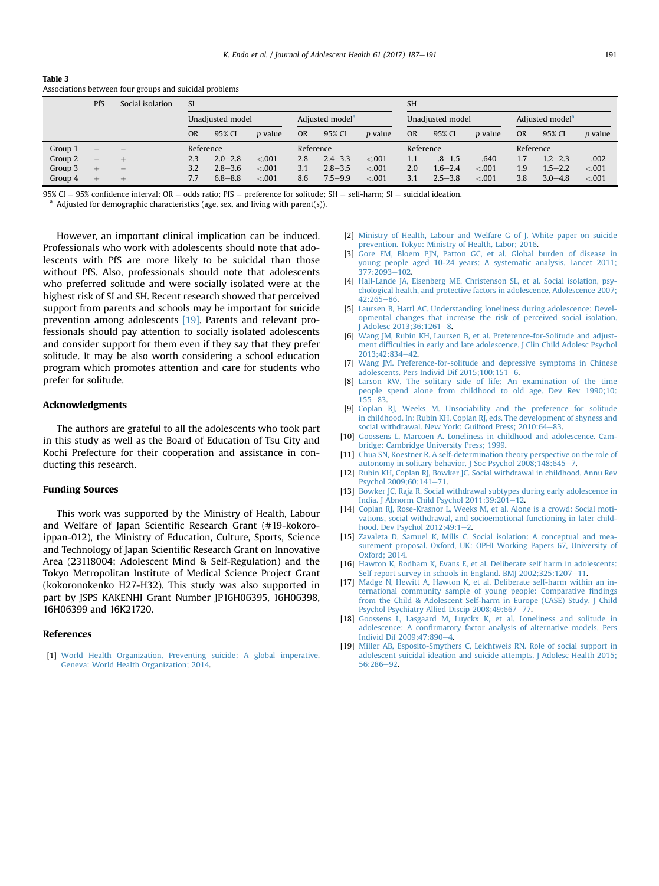**Table 3**
Associations between four groups and suicidal problems

| | PfS | Social isolation | SI | | | | | | SH | | | | | |
|---|---|---|---|---|---|---|---|---|---|---|---|---|---|---|
| | | | Unadjusted model | | | Adjusted model[a] | | | Unadjusted model | | | Adjusted model[a] | | |
| | | | OR | 95% CI | *p* value | OR | 95% CI | *p* value | OR | 95% CI | *p* value | OR | 95% CI | *p* value |
| Group 1 | − | − | Reference | | | Reference | | | Reference | | | Reference | | |
| Group 2 | − | + | 2.3 | 2.0−2.8 | <.001 | 2.8 | 2.4−3.3 | <.001 | 1.1 | .8−1.5 | .640 | 1.7 | 1.2−2.3 | .002 |
| Group 3 | + | − | 3.2 | 2.8−3.6 | <.001 | 3.1 | 2.8−3.5 | <.001 | 2.0 | 1.6−2.4 | <.001 | 1.9 | 1.5−2.2 | <.001 |
| Group 4 | + | + | 7.7 | 6.8−8.8 | <.001 | 8.6 | 7.5−9.9 | <.001 | 3.1 | 2.5−3.8 | <.001 | 3.8 | 3.0−4.8 | <.001 |

95% CI = 95% confidence interval; OR = odds ratio; PfS = preference for solitude; SH = self-harm; SI = suicidal ideation.
[a] Adjusted for demographic characteristics (age, sex, and living with parent(s)).

However, an important clinical implication can be induced. Professionals who work with adolescents should note that adolescents with PfS are more likely to be suicidal than those without PfS. Also, professionals should note that adolescents who preferred solitude and were socially isolated were at the highest risk of SI and SH. Recent research showed that perceived support from parents and schools may be important for suicide prevention among adolescents [19]. Parents and relevant professionals should pay attention to socially isolated adolescents and consider support for them even if they say that they prefer solitude. It may be also worth considering a school education program which promotes attention and care for students who prefer for solitude.

## Acknowledgments

The authors are grateful to all the adolescents who took part in this study as well as the Board of Education of Tsu City and Kochi Prefecture for their cooperation and assistance in conducting this research.

## Funding Sources

This work was supported by the Ministry of Health, Labour and Welfare of Japan Scientific Research Grant (#19-kokoro-ippan-012), the Ministry of Education, Culture, Sports, Science and Technology of Japan Scientific Research Grant on Innovative Area (23118004; Adolescent Mind & Self-Regulation) and the Tokyo Metropolitan Institute of Medical Science Project Grant (kokoronokenko H27-H32). This study was also supported in part by JSPS KAKENHI Grant Number JP16H06395, 16H06398, 16H06399 and 16K21720.

## References

[1] World Health Organization. Preventing suicide: A global imperative. Geneva: World Health Organization; 2014.

[2] Ministry of Health, Labour and Welfare G of J. White paper on suicide prevention. Tokyo: Ministry of Health, Labor; 2016.

[3] Gore FM, Bloem PJN, Patton GC, et al. Global burden of disease in young people aged 10-24 years: A systematic analysis. Lancet 2011; 377:2093−102.

[4] Hall-Lande JA, Eisenberg ME, Christenson SL, et al. Social isolation, psychological health, and protective factors in adolescence. Adolescence 2007; 42:265−86.

[5] Laursen B, Hartl AC. Understanding loneliness during adolescence: Developmental changes that increase the risk of perceived social isolation. J Adolesc 2013;36:1261−8.

[6] Wang JM, Rubin KH, Laursen B, et al. Preference-for-Solitude and adjustment difficulties in early and late adolescence. J Clin Child Adolesc Psychol 2013;42:834−42.

[7] Wang JM. Preference-for-solitude and depressive symptoms in Chinese adolescents. Pers Individ Dif 2015;100:151−6.

[8] Larson RW. The solitary side of life: An examination of the time people spend alone from childhood to old age. Dev Rev 1990;10: 155−83.

[9] Coplan RJ, Weeks M. Unsociability and the preference for solitude in childhood. In: Rubin KH, Coplan RJ, eds. The development of shyness and social withdrawal. New York: Guilford Press; 2010:64−83.

[10] Goossens L, Marcoen A. Loneliness in childhood and adolescence. Cambridge: Cambridge University Press; 1999.

[11] Chua SN, Koestner R. A self-determination theory perspective on the role of autonomy in solitary behavior. J Soc Psychol 2008;148:645−7.

[12] Rubin KH, Coplan RJ, Bowker JC. Social withdrawal in childhood. Annu Rev Psychol 2009;60:141−71.

[13] Bowker JC, Raja R. Social withdrawal subtypes during early adolescence in India. J Abnorm Child Psychol 2011;39:201−12.

[14] Coplan RJ, Rose-Krasnor L, Weeks M, et al. Alone is a crowd: Social motivations, social withdrawal, and socioemotional functioning in later childhood. Dev Psychol 2012;49:1−2.

[15] Zavaleta D, Samuel K, Mills C. Social isolation: A conceptual and measurement proposal. Oxford, UK: OPHI Working Papers 67, University of Oxford; 2014.

[16] Hawton K, Rodham K, Evans E, et al. Deliberate self harm in adolescents: Self report survey in schools in England. BMJ 2002;325:1207−11.

[17] Madge N, Hewitt A, Hawton K, et al. Deliberate self-harm within an international community sample of young people: Comparative findings from the Child & Adolescent Self-harm in Europe (CASE) Study. J Child Psychol Psychiatry Allied Discip 2008;49:667−77.

[18] Goossens L, Lasgaard M, Luyckx K, et al. Loneliness and solitude in adolescence: A confirmatory factor analysis of alternative models. Pers Individ Dif 2009;47:890−4.

[19] Miller AB, Esposito-Smythers C, Leichtweis RN. Role of social support in adolescent suicidal ideation and suicide attempts. J Adolesc Health 2015; 56:286−92.